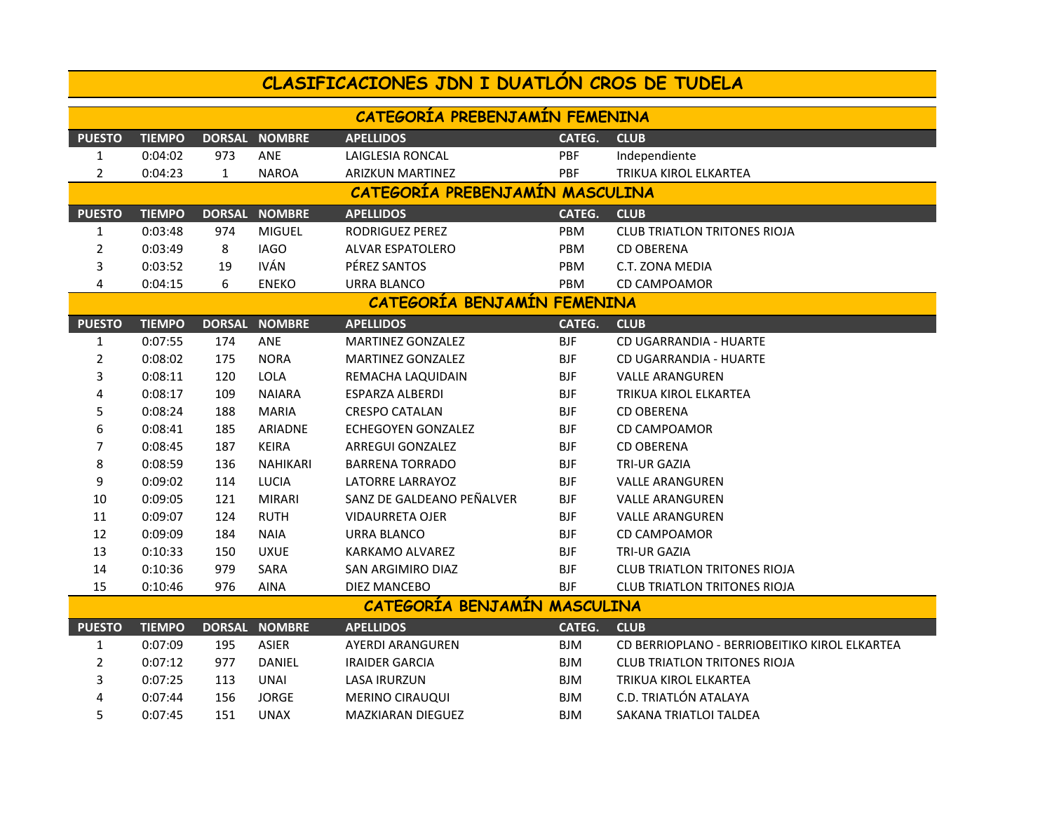# CLASIFICACIONES JDN I DUATLÓN CROS DE TUDELA

## CATEGORÍA PREBENJAMÍN FEMENINA

| PUESTO | TIEMPO | DORSAL | NOMBRE | APELLIDOS | CATEG. | CLUB |
|---|---|---|---|---|---|---|
| 1 | 0:04:02 | 973 | ANE | LAIGLESIA RONCAL | PBF | Independiente |
| 2 | 0:04:23 | 1 | NAROA | ARIZKUN MARTINEZ | PBF | TRIKUA KIROL ELKARTEA |

## CATEGORÍA PREBENJAMÍN MASCULINA

| PUESTO | TIEMPO | DORSAL | NOMBRE | APELLIDOS | CATEG. | CLUB |
|---|---|---|---|---|---|---|
| 1 | 0:03:48 | 974 | MIGUEL | RODRIGUEZ PEREZ | PBM | CLUB TRIATLON TRITONES RIOJA |
| 2 | 0:03:49 | 8 | IAGO | ALVAR ESPATOLERO | PBM | CD OBERENA |
| 3 | 0:03:52 | 19 | IVÁN | PÉREZ SANTOS | PBM | C.T. ZONA MEDIA |
| 4 | 0:04:15 | 6 | ENEKO | URRA BLANCO | PBM | CD CAMPOAMOR |

## CATEGORÍA BENJAMÍN FEMENINA

| PUESTO | TIEMPO | DORSAL | NOMBRE | APELLIDOS | CATEG. | CLUB |
|---|---|---|---|---|---|---|
| 1 | 0:07:55 | 174 | ANE | MARTINEZ GONZALEZ | BJF | CD UGARRANDIA - HUARTE |
| 2 | 0:08:02 | 175 | NORA | MARTINEZ GONZALEZ | BJF | CD UGARRANDIA - HUARTE |
| 3 | 0:08:11 | 120 | LOLA | REMACHA LAQUIDAIN | BJF | VALLE ARANGUREN |
| 4 | 0:08:17 | 109 | NAIARA | ESPARZA ALBERDI | BJF | TRIKUA KIROL ELKARTEA |
| 5 | 0:08:24 | 188 | MARIA | CRESPO CATALAN | BJF | CD OBERENA |
| 6 | 0:08:41 | 185 | ARIADNE | ECHEGOYEN GONZALEZ | BJF | CD CAMPOAMOR |
| 7 | 0:08:45 | 187 | KEIRA | ARREGUI GONZALEZ | BJF | CD OBERENA |
| 8 | 0:08:59 | 136 | NAHIKARI | BARRENA TORRADO | BJF | TRI-UR GAZIA |
| 9 | 0:09:02 | 114 | LUCIA | LATORRE LARRAYOZ | BJF | VALLE ARANGUREN |
| 10 | 0:09:05 | 121 | MIRARI | SANZ DE GALDEANO PEÑALVER | BJF | VALLE ARANGUREN |
| 11 | 0:09:07 | 124 | RUTH | VIDAURRETA OJER | BJF | VALLE ARANGUREN |
| 12 | 0:09:09 | 184 | NAIA | URRA BLANCO | BJF | CD CAMPOAMOR |
| 13 | 0:10:33 | 150 | UXUE | KARKAMO ALVAREZ | BJF | TRI-UR GAZIA |
| 14 | 0:10:36 | 979 | SARA | SAN ARGIMIRO DIAZ | BJF | CLUB TRIATLON TRITONES RIOJA |
| 15 | 0:10:46 | 976 | AINA | DIEZ MANCEBO | BJF | CLUB TRIATLON TRITONES RIOJA |

## CATEGORÍA BENJAMÍN MASCULINA

| PUESTO | TIEMPO | DORSAL | NOMBRE | APELLIDOS | CATEG. | CLUB |
|---|---|---|---|---|---|---|
| 1 | 0:07:09 | 195 | ASIER | AYERDI ARANGUREN | BJM | CD BERRIOPLANO - BERRIOBEITIKO KIROL ELKARTEA |
| 2 | 0:07:12 | 977 | DANIEL | IRAIDER GARCIA | BJM | CLUB TRIATLON TRITONES RIOJA |
| 3 | 0:07:25 | 113 | UNAI | LASA IRURZUN | BJM | TRIKUA KIROL ELKARTEA |
| 4 | 0:07:44 | 156 | JORGE | MERINO CIRAUQUI | BJM | C.D. TRIATLÓN ATALAYA |
| 5 | 0:07:45 | 151 | UNAX | MAZKIARAN DIEGUEZ | BJM | SAKANA TRIATLOI TALDEA |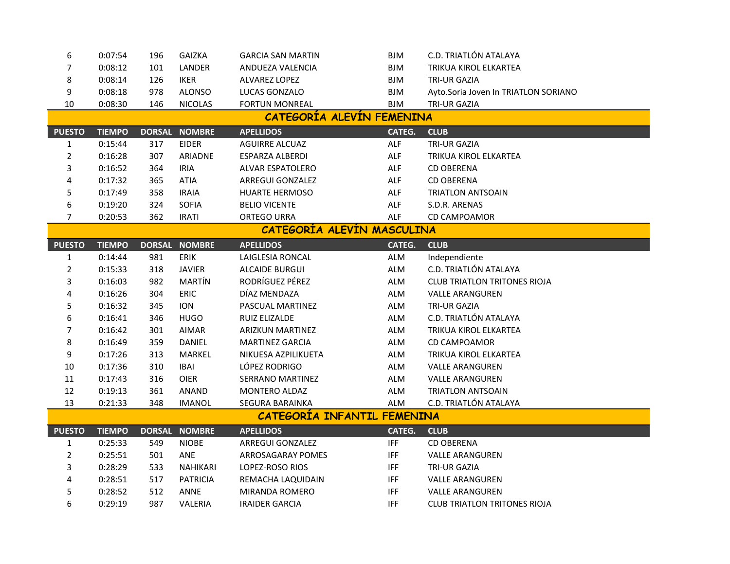| PUESTO | TIEMPO | DORSAL | NOMBRE | APELLIDOS | CATEG. | CLUB |
|---|---|---|---|---|---|---|
| 6 | 0:07:54 | 196 | GAIZKA | GARCIA SAN MARTIN | BJM | C.D. TRIATLÓN ATALAYA |
| 7 | 0:08:12 | 101 | LANDER | ANDUEZA VALENCIA | BJM | TRIKUA KIROL ELKARTEA |
| 8 | 0:08:14 | 126 | IKER | ALVAREZ LOPEZ | BJM | TRI-UR GAZIA |
| 9 | 0:08:18 | 978 | ALONSO | LUCAS GONZALO | BJM | Ayto.Soria Joven In TRIATLON SORIANO |
| 10 | 0:08:30 | 146 | NICOLAS | FORTUN MONREAL | BJM | TRI-UR GAZIA |

## CATEGORÍA ALEVÍN FEMENINA

| PUESTO | TIEMPO | DORSAL | NOMBRE | APELLIDOS | CATEG. | CLUB |
|---|---|---|---|---|---|---|
| 1 | 0:15:44 | 317 | EIDER | AGUIRRE ALCUAZ | ALF | TRI-UR GAZIA |
| 2 | 0:16:28 | 307 | ARIADNE | ESPARZA ALBERDI | ALF | TRIKUA KIROL ELKARTEA |
| 3 | 0:16:52 | 364 | IRIA | ALVAR ESPATOLERO | ALF | CD OBERENA |
| 4 | 0:17:32 | 365 | ATIA | ARREGUI GONZALEZ | ALF | CD OBERENA |
| 5 | 0:17:49 | 358 | IRAIA | HUARTE HERMOSO | ALF | TRIATLON ANTSOAIN |
| 6 | 0:19:20 | 324 | SOFIA | BELIO VICENTE | ALF | S.D.R. ARENAS |
| 7 | 0:20:53 | 362 | IRATI | ORTEGO URRA | ALF | CD CAMPOAMOR |

## CATEGORÍA ALEVÍN MASCULINA

| PUESTO | TIEMPO | DORSAL | NOMBRE | APELLIDOS | CATEG. | CLUB |
|---|---|---|---|---|---|---|
| 1 | 0:14:44 | 981 | ERIK | LAIGLESIA RONCAL | ALM | Independiente |
| 2 | 0:15:33 | 318 | JAVIER | ALCAIDE BURGUI | ALM | C.D. TRIATLÓN ATALAYA |
| 3 | 0:16:03 | 982 | MARTÍN | RODRÍGUEZ PÉREZ | ALM | CLUB TRIATLON TRITONES RIOJA |
| 4 | 0:16:26 | 304 | ERIC | DÍAZ MENDAZA | ALM | VALLE ARANGUREN |
| 5 | 0:16:32 | 345 | ION | PASCUAL MARTINEZ | ALM | TRI-UR GAZIA |
| 6 | 0:16:41 | 346 | HUGO | RUIZ ELIZALDE | ALM | C.D. TRIATLÓN ATALAYA |
| 7 | 0:16:42 | 301 | AIMAR | ARIZKUN MARTINEZ | ALM | TRIKUA KIROL ELKARTEA |
| 8 | 0:16:49 | 359 | DANIEL | MARTINEZ GARCIA | ALM | CD CAMPOAMOR |
| 9 | 0:17:26 | 313 | MARKEL | NIKUESA AZPILIKUETA | ALM | TRIKUA KIROL ELKARTEA |
| 10 | 0:17:36 | 310 | IBAI | LÓPEZ RODRIGO | ALM | VALLE ARANGUREN |
| 11 | 0:17:43 | 316 | OIER | SERRANO MARTINEZ | ALM | VALLE ARANGUREN |
| 12 | 0:19:13 | 361 | ANAND | MONTERO ALDAZ | ALM | TRIATLON ANTSOAIN |
| 13 | 0:21:33 | 348 | IMANOL | SEGURA BARAINKA | ALM | C.D. TRIATLÓN ATALAYA |

## CATEGORÍA INFANTIL FEMENINA

| PUESTO | TIEMPO | DORSAL | NOMBRE | APELLIDOS | CATEG. | CLUB |
|---|---|---|---|---|---|---|
| 1 | 0:25:33 | 549 | NIOBE | ARREGUI GONZALEZ | IFF | CD OBERENA |
| 2 | 0:25:51 | 501 | ANE | ARROSAGARAY POMES | IFF | VALLE ARANGUREN |
| 3 | 0:28:29 | 533 | NAHIKARI | LOPEZ-ROSO RIOS | IFF | TRI-UR GAZIA |
| 4 | 0:28:51 | 517 | PATRICIA | REMACHA LAQUIDAIN | IFF | VALLE ARANGUREN |
| 5 | 0:28:52 | 512 | ANNE | MIRANDA ROMERO | IFF | VALLE ARANGUREN |
| 6 | 0:29:19 | 987 | VALERIA | IRAIDER GARCIA | IFF | CLUB TRIATLON TRITONES RIOJA |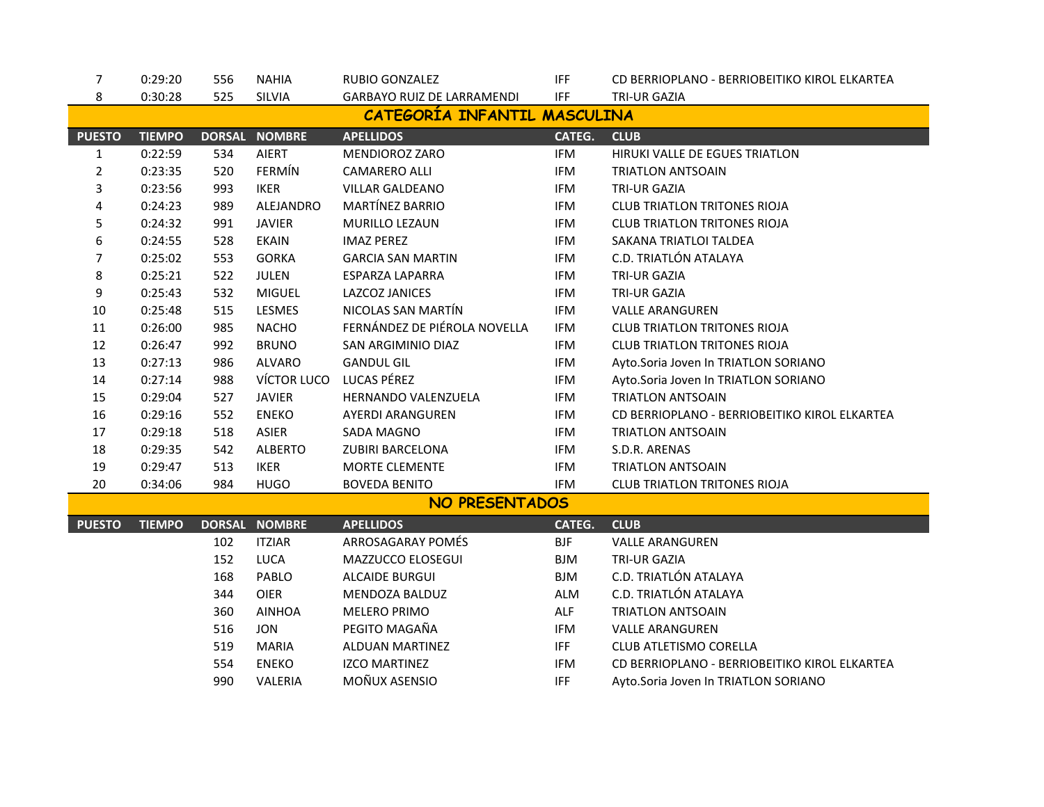| | | | | | | |
|---|---|---|---|---|---|---|
| 7 | 0:29:20 | 556 | NAHIA | RUBIO GONZALEZ | IFF | CD BERRIOPLANO - BERRIOBEITIKO KIROL ELKARTEA |
| 8 | 0:30:28 | 525 | SILVIA | GARBAYO RUIZ DE LARRAMENDI | IFF | TRI-UR GAZIA |

## CATEGORÍA INFANTIL MASCULINA

| PUESTO | TIEMPO | DORSAL | NOMBRE | APELLIDOS | CATEG. | CLUB |
|---|---|---|---|---|---|---|
| 1 | 0:22:59 | 534 | AIERT | MENDIOROZ ZARO | IFM | HIRUKI VALLE DE EGUES TRIATLON |
| 2 | 0:23:35 | 520 | FERMÍN | CAMARERO ALLI | IFM | TRIATLON ANTSOAIN |
| 3 | 0:23:56 | 993 | IKER | VILLAR GALDEANO | IFM | TRI-UR GAZIA |
| 4 | 0:24:23 | 989 | ALEJANDRO | MARTÍNEZ BARRIO | IFM | CLUB TRIATLON TRITONES RIOJA |
| 5 | 0:24:32 | 991 | JAVIER | MURILLO LEZAUN | IFM | CLUB TRIATLON TRITONES RIOJA |
| 6 | 0:24:55 | 528 | EKAIN | IMAZ PEREZ | IFM | SAKANA TRIATLOI TALDEA |
| 7 | 0:25:02 | 553 | GORKA | GARCIA SAN MARTIN | IFM | C.D. TRIATLÓN ATALAYA |
| 8 | 0:25:21 | 522 | JULEN | ESPARZA LAPARRA | IFM | TRI-UR GAZIA |
| 9 | 0:25:43 | 532 | MIGUEL | LAZCOZ JANICES | IFM | TRI-UR GAZIA |
| 10 | 0:25:48 | 515 | LESMES | NICOLAS SAN MARTÍN | IFM | VALLE ARANGUREN |
| 11 | 0:26:00 | 985 | NACHO | FERNÁNDEZ DE PIÉROLA NOVELLA | IFM | CLUB TRIATLON TRITONES RIOJA |
| 12 | 0:26:47 | 992 | BRUNO | SAN ARGIMINIO DIAZ | IFM | CLUB TRIATLON TRITONES RIOJA |
| 13 | 0:27:13 | 986 | ALVARO | GANDUL GIL | IFM | Ayto.Soria Joven In TRIATLON SORIANO |
| 14 | 0:27:14 | 988 | VÍCTOR LUCO | LUCAS PÉREZ | IFM | Ayto.Soria Joven In TRIATLON SORIANO |
| 15 | 0:29:04 | 527 | JAVIER | HERNANDO VALENZUELA | IFM | TRIATLON ANTSOAIN |
| 16 | 0:29:16 | 552 | ENEKO | AYERDI ARANGUREN | IFM | CD BERRIOPLANO - BERRIOBEITIKO KIROL ELKARTEA |
| 17 | 0:29:18 | 518 | ASIER | SADA MAGNO | IFM | TRIATLON ANTSOAIN |
| 18 | 0:29:35 | 542 | ALBERTO | ZUBIRI BARCELONA | IFM | S.D.R. ARENAS |
| 19 | 0:29:47 | 513 | IKER | MORTE CLEMENTE | IFM | TRIATLON ANTSOAIN |
| 20 | 0:34:06 | 984 | HUGO | BOVEDA BENITO | IFM | CLUB TRIATLON TRITONES RIOJA |

## NO PRESENTADOS

| PUESTO | TIEMPO | DORSAL | NOMBRE | APELLIDOS | CATEG. | CLUB |
|---|---|---|---|---|---|---|
| | | 102 | ITZIAR | ARROSAGARAY POMÉS | BJF | VALLE ARANGUREN |
| | | 152 | LUCA | MAZZUCCO ELOSEGUI | BJM | TRI-UR GAZIA |
| | | 168 | PABLO | ALCAIDE BURGUI | BJM | C.D. TRIATLÓN ATALAYA |
| | | 344 | OIER | MENDOZA BALDUZ | ALM | C.D. TRIATLÓN ATALAYA |
| | | 360 | AINHOA | MELERO PRIMO | ALF | TRIATLON ANTSOAIN |
| | | 516 | JON | PEGITO MAGAÑA | IFM | VALLE ARANGUREN |
| | | 519 | MARIA | ALDUAN MARTINEZ | IFF | CLUB ATLETISMO CORELLA |
| | | 554 | ENEKO | IZCO MARTINEZ | IFM | CD BERRIOPLANO - BERRIOBEITIKO KIROL ELKARTEA |
| | | 990 | VALERIA | MOÑUX ASENSIO | IFF | Ayto.Soria Joven In TRIATLON SORIANO |